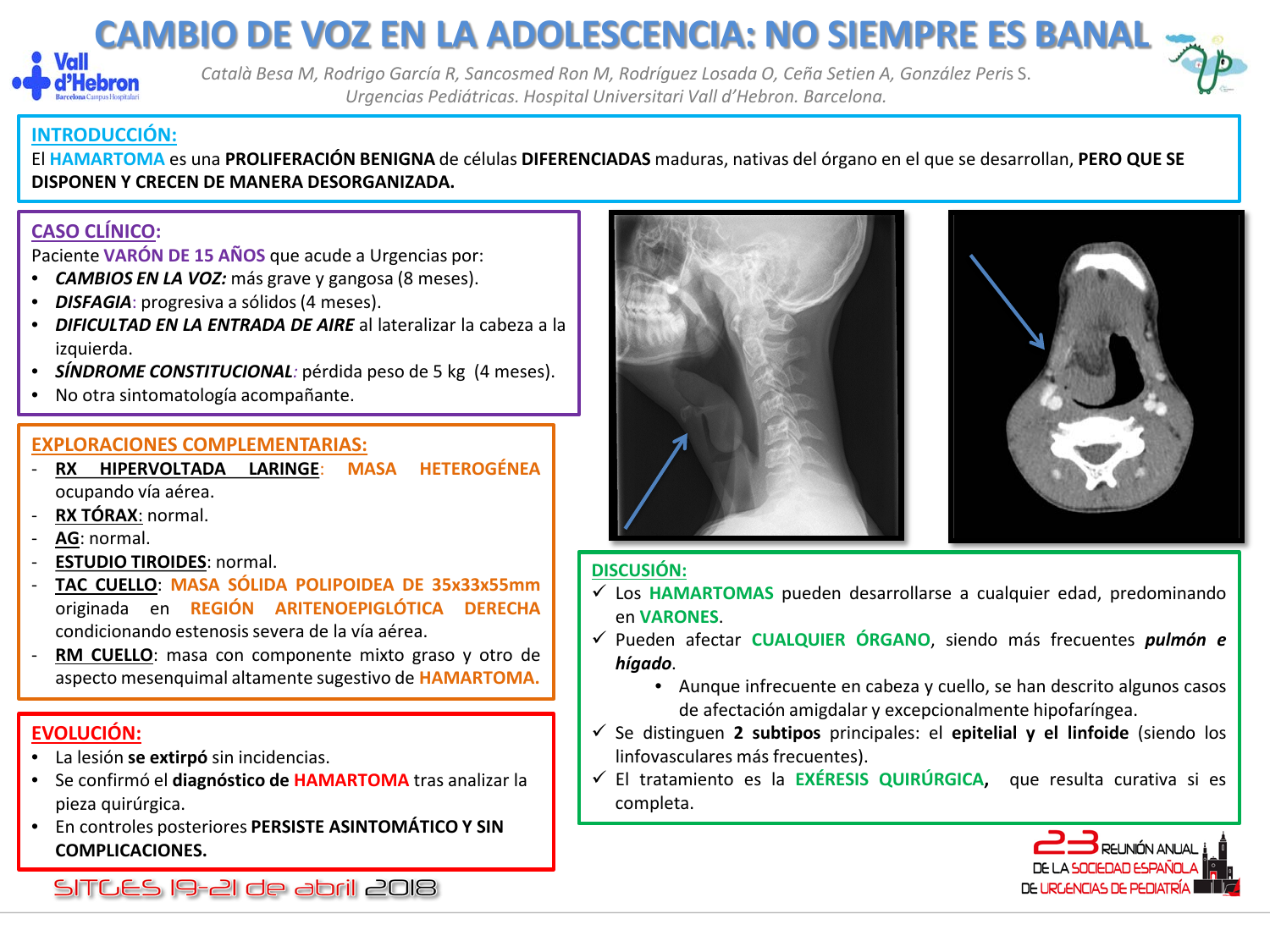# CAMBIO DE VOZ EN LA ADOLESCENCIA: NO SIEMPRE ES BANAL

*Català Besa M, Rodrigo García R, Sancosmed Ron M, Rodríguez Losada O, Ceña Setien A, González Peris S.*
*Urgencias Pediátricas. Hospital Universitari Vall d'Hebron. Barcelona.*

## INTRODUCCIÓN:

El **HAMARTOMA** es una **PROLIFERACIÓN BENIGNA** de células **DIFERENCIADAS** maduras, nativas del órgano en el que se desarrollan, **PERO QUE SE DISPONEN Y CRECEN DE MANERA DESORGANIZADA.**

## CASO CLÍNICO:

Paciente **VARÓN DE 15 AÑOS** que acude a Urgencias por:

- ***CAMBIOS EN LA VOZ:*** más grave y gangosa (8 meses).
- ***DISFAGIA***: progresiva a sólidos (4 meses).
- ***DIFICULTAD EN LA ENTRADA DE AIRE*** al lateralizar la cabeza a la izquierda.
- ***SÍNDROME CONSTITUCIONAL***: pérdida peso de 5 kg (4 meses).
- No otra sintomatología acompañante.

## EXPLORACIONES COMPLEMENTARIAS:

- **RX HIPERVOLTADA LARINGE**: **MASA HETEROGÉNEA** ocupando vía aérea.
- **RX TÓRAX**: normal.
- **AG**: normal.
- **ESTUDIO TIROIDES**: normal.
- **TAC CUELLO**: **MASA SÓLIDA POLIPOIDEA DE 35x33x55mm** originada en **REGIÓN ARITENOEPIGLÓTICA DERECHA** condicionando estenosis severa de la vía aérea.
- **RM CUELLO**: masa con componente mixto graso y otro de aspecto mesenquimal altamente sugestivo de **HAMARTOMA.**

## EVOLUCIÓN:

- La lesión **se extirpó** sin incidencias.
- Se confirmó el **diagnóstico de HAMARTOMA** tras analizar la pieza quirúrgica.
- En controles posteriores **PERSISTE ASINTOMÁTICO Y SIN COMPLICACIONES.**

## DISCUSIÓN:

- ✓ Los **HAMARTOMAS** pueden desarrollarse a cualquier edad, predominando en **VARONES**.
- ✓ Pueden afectar **CUALQUIER ÓRGANO**, siendo más frecuentes ***pulmón e hígado***.
  - Aunque infrecuente en cabeza y cuello, se han descrito algunos casos de afectación amigdalar y excepcionalmente hipofaríngea.
- ✓ Se distinguen **2 subtipos** principales: el **epitelial y el linfoide** (siendo los linfovasculares más frecuentes).
- ✓ El tratamiento es la **EXÉRESIS QUIRÚRGICA**, que resulta curativa si es completa.

SITGES 19-21 de abril 2018

23 REUNIÓN ANUAL DE LA SOCIEDAD ESPAÑOLA DE URGENCIAS DE PEDIATRÍA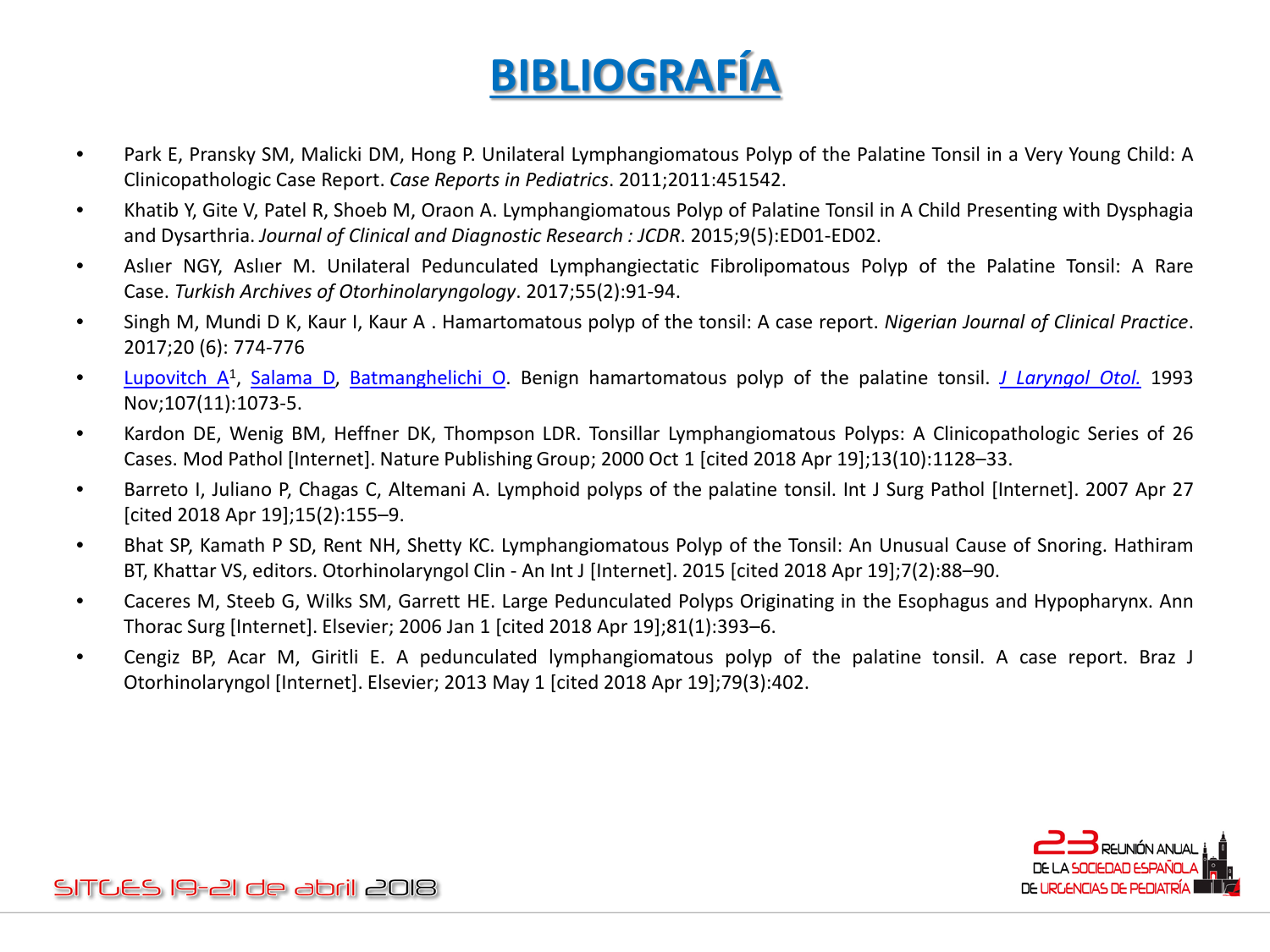# BIBLIOGRAFÍA

- Park E, Pransky SM, Malicki DM, Hong P. Unilateral Lymphangiomatous Polyp of the Palatine Tonsil in a Very Young Child: A Clinicopathologic Case Report. *Case Reports in Pediatrics*. 2011;2011:451542.
- Khatib Y, Gite V, Patel R, Shoeb M, Oraon A. Lymphangiomatous Polyp of Palatine Tonsil in A Child Presenting with Dysphagia and Dysarthria. *Journal of Clinical and Diagnostic Research : JCDR*. 2015;9(5):ED01-ED02.
- Aslıer NGY, Aslıer M. Unilateral Pedunculated Lymphangiectatic Fibrolipomatous Polyp of the Palatine Tonsil: A Rare Case. *Turkish Archives of Otorhinolaryngology*. 2017;55(2):91-94.
- Singh M, Mundi D K, Kaur I, Kaur A . Hamartomatous polyp of the tonsil: A case report. *Nigerian Journal of Clinical Practice*. 2017;20 (6): 774-776
- Lupovitch A[1], Salama D, Batmanghelichi O. Benign hamartomatous polyp of the palatine tonsil. *J Laryngol Otol.* 1993 Nov;107(11):1073-5.
- Kardon DE, Wenig BM, Heffner DK, Thompson LDR. Tonsillar Lymphangiomatous Polyps: A Clinicopathologic Series of 26 Cases. Mod Pathol [Internet]. Nature Publishing Group; 2000 Oct 1 [cited 2018 Apr 19];13(10):1128–33.
- Barreto I, Juliano P, Chagas C, Altemani A. Lymphoid polyps of the palatine tonsil. Int J Surg Pathol [Internet]. 2007 Apr 27 [cited 2018 Apr 19];15(2):155–9.
- Bhat SP, Kamath P SD, Rent NH, Shetty KC. Lymphangiomatous Polyp of the Tonsil: An Unusual Cause of Snoring. Hathiram BT, Khattar VS, editors. Otorhinolaryngol Clin - An Int J [Internet]. 2015 [cited 2018 Apr 19];7(2):88–90.
- Caceres M, Steeb G, Wilks SM, Garrett HE. Large Pedunculated Polyps Originating in the Esophagus and Hypopharynx. Ann Thorac Surg [Internet]. Elsevier; 2006 Jan 1 [cited 2018 Apr 19];81(1):393–6.
- Cengiz BP, Acar M, Giritli E. A pedunculated lymphangiomatous polyp of the palatine tonsil. A case report. Braz J Otorhinolaryngol [Internet]. Elsevier; 2013 May 1 [cited 2018 Apr 19];79(3):402.